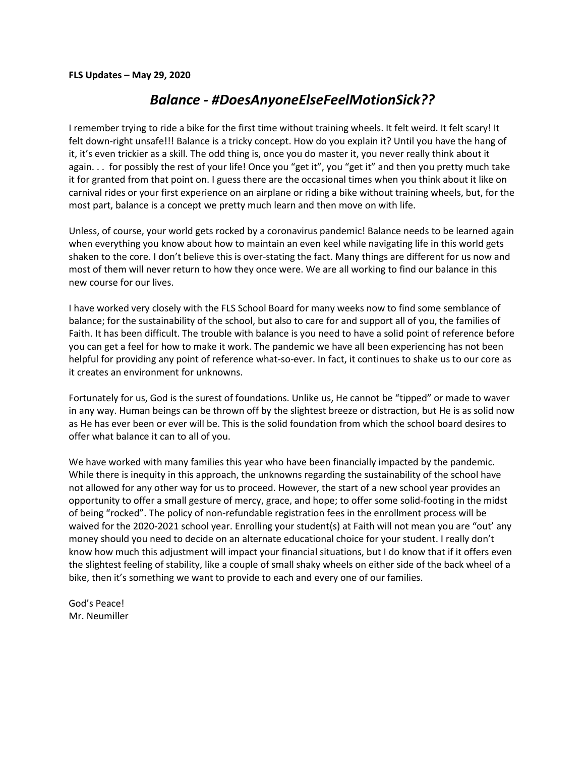**FLS Updates – May 29, 2020**

# *Balance - #DoesAnyoneElseFeelMotionSick??*

I remember trying to ride a bike for the first time without training wheels. It felt weird. It felt scary! It felt down-right unsafe!!! Balance is a tricky concept. How do you explain it? Until you have the hang of it, it's even trickier as a skill. The odd thing is, once you do master it, you never really think about it again. . . for possibly the rest of your life! Once you "get it", you "get it" and then you pretty much take it for granted from that point on. I guess there are the occasional times when you think about it like on carnival rides or your first experience on an airplane or riding a bike without training wheels, but, for the most part, balance is a concept we pretty much learn and then move on with life.

Unless, of course, your world gets rocked by a coronavirus pandemic! Balance needs to be learned again when everything you know about how to maintain an even keel while navigating life in this world gets shaken to the core. I don't believe this is over-stating the fact. Many things are different for us now and most of them will never return to how they once were. We are all working to find our balance in this new course for our lives.

I have worked very closely with the FLS School Board for many weeks now to find some semblance of balance; for the sustainability of the school, but also to care for and support all of you, the families of Faith. It has been difficult. The trouble with balance is you need to have a solid point of reference before you can get a feel for how to make it work. The pandemic we have all been experiencing has not been helpful for providing any point of reference what-so-ever. In fact, it continues to shake us to our core as it creates an environment for unknowns.

Fortunately for us, God is the surest of foundations. Unlike us, He cannot be "tipped" or made to waver in any way. Human beings can be thrown off by the slightest breeze or distraction, but He is as solid now as He has ever been or ever will be. This is the solid foundation from which the school board desires to offer what balance it can to all of you.

We have worked with many families this year who have been financially impacted by the pandemic. While there is inequity in this approach, the unknowns regarding the sustainability of the school have not allowed for any other way for us to proceed. However, the start of a new school year provides an opportunity to offer a small gesture of mercy, grace, and hope; to offer some solid-footing in the midst of being "rocked". The policy of non-refundable registration fees in the enrollment process will be waived for the 2020-2021 school year. Enrolling your student(s) at Faith will not mean you are "out' any money should you need to decide on an alternate educational choice for your student. I really don't know how much this adjustment will impact your financial situations, but I do know that if it offers even the slightest feeling of stability, like a couple of small shaky wheels on either side of the back wheel of a bike, then it's something we want to provide to each and every one of our families.

God's Peace!
Mr. Neumiller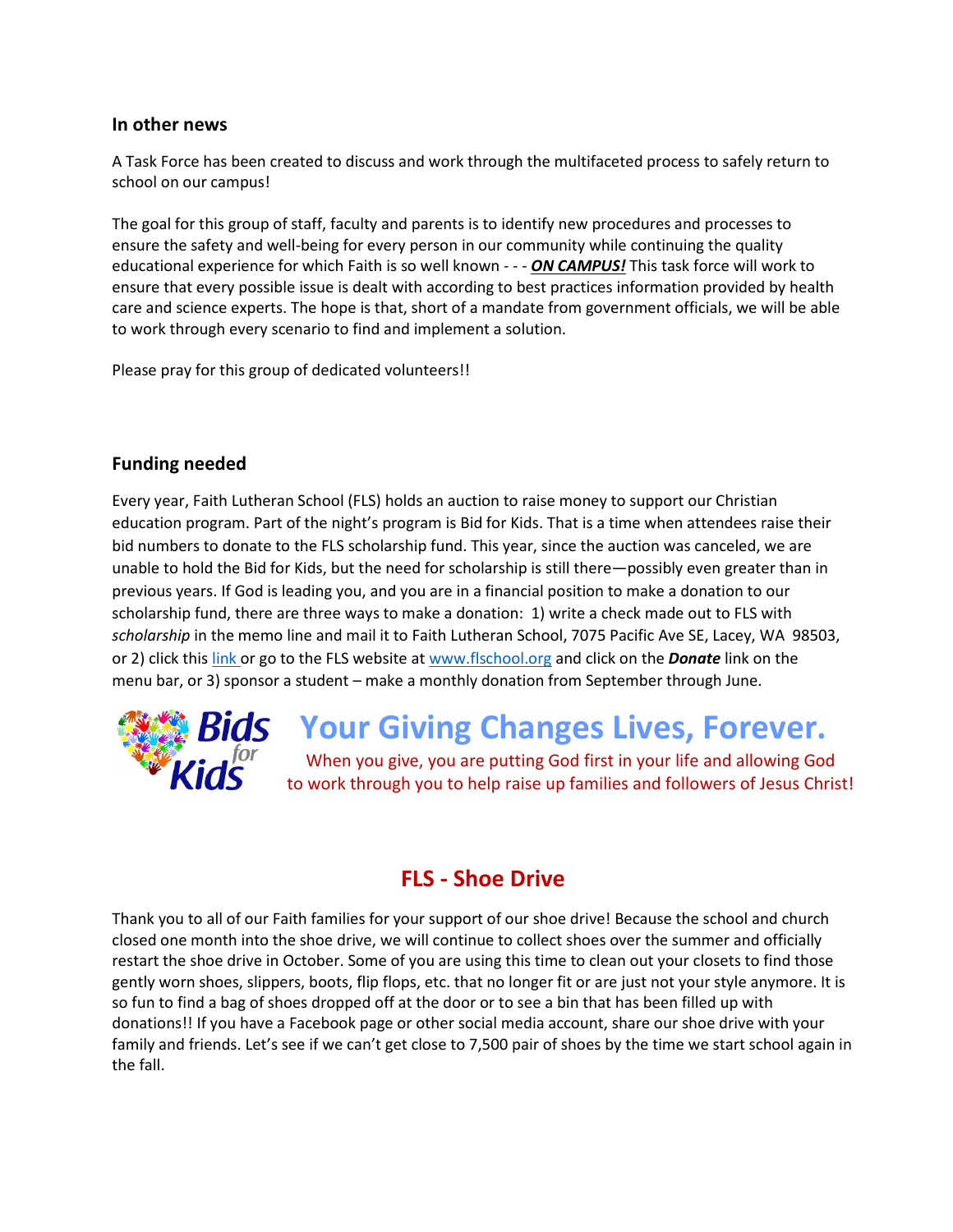### In other news

A Task Force has been created to discuss and work through the multifaceted process to safely return to school on our campus!

The goal for this group of staff, faculty and parents is to identify new procedures and processes to ensure the safety and well-being for every person in our community while continuing the quality educational experience for which Faith is so well known - - - ***ON CAMPUS!*** This task force will work to ensure that every possible issue is dealt with according to best practices information provided by health care and science experts. The hope is that, short of a mandate from government officials, we will be able to work through every scenario to find and implement a solution.

Please pray for this group of dedicated volunteers!!

### Funding needed

Every year, Faith Lutheran School (FLS) holds an auction to raise money to support our Christian education program. Part of the night's program is Bid for Kids. That is a time when attendees raise their bid numbers to donate to the FLS scholarship fund. This year, since the auction was canceled, we are unable to hold the Bid for Kids, but the need for scholarship is still there—possibly even greater than in previous years. If God is leading you, and you are in a financial position to make a donation to our scholarship fund, there are three ways to make a donation: 1) write a check made out to FLS with *scholarship* in the memo line and mail it to Faith Lutheran School, 7075 Pacific Ave SE, Lacey, WA 98503, or 2) click this link or go to the FLS website at www.flschool.org and click on the ***Donate*** link on the menu bar, or 3) sponsor a student – make a monthly donation from September through June.

Bids *for* Kids

## Your Giving Changes Lives, Forever.

When you give, you are putting God first in your life and allowing God to work through you to help raise up families and followers of Jesus Christ!

## FLS - Shoe Drive

Thank you to all of our Faith families for your support of our shoe drive! Because the school and church closed one month into the shoe drive, we will continue to collect shoes over the summer and officially restart the shoe drive in October. Some of you are using this time to clean out your closets to find those gently worn shoes, slippers, boots, flip flops, etc. that no longer fit or are just not your style anymore. It is so fun to find a bag of shoes dropped off at the door or to see a bin that has been filled up with donations!! If you have a Facebook page or other social media account, share our shoe drive with your family and friends. Let's see if we can't get close to 7,500 pair of shoes by the time we start school again in the fall.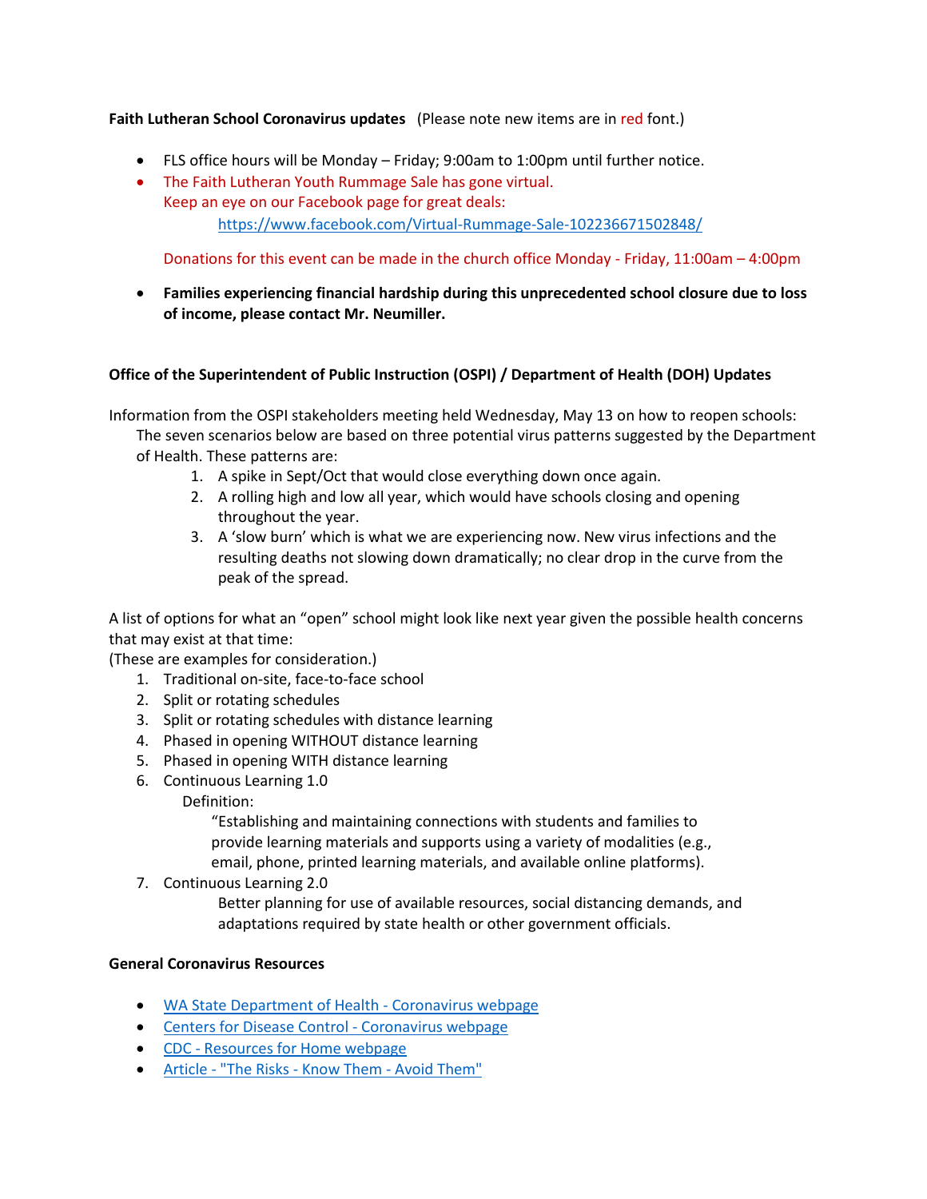**Faith Lutheran School Coronavirus updates** (Please note new items are in red font.)

- FLS office hours will be Monday – Friday; 9:00am to 1:00pm until further notice.
- The Faith Lutheran Youth Rummage Sale has gone virtual.
  Keep an eye on our Facebook page for great deals:
  https://www.facebook.com/Virtual-Rummage-Sale-102236671502848/

  Donations for this event can be made in the church office Monday - Friday, 11:00am – 4:00pm
- **Families experiencing financial hardship during this unprecedented school closure due to loss of income, please contact Mr. Neumiller.**

**Office of the Superintendent of Public Instruction (OSPI) / Department of Health (DOH) Updates**

Information from the OSPI stakeholders meeting held Wednesday, May 13 on how to reopen schools:

The seven scenarios below are based on three potential virus patterns suggested by the Department of Health. These patterns are:

1. A spike in Sept/Oct that would close everything down once again.
2. A rolling high and low all year, which would have schools closing and opening throughout the year.
3. A 'slow burn' which is what we are experiencing now. New virus infections and the resulting deaths not slowing down dramatically; no clear drop in the curve from the peak of the spread.

A list of options for what an "open" school might look like next year given the possible health concerns that may exist at that time:
(These are examples for consideration.)

1. Traditional on-site, face-to-face school
2. Split or rotating schedules
3. Split or rotating schedules with distance learning
4. Phased in opening WITHOUT distance learning
5. Phased in opening WITH distance learning
6. Continuous Learning 1.0
   Definition:
   "Establishing and maintaining connections with students and families to provide learning materials and supports using a variety of modalities (e.g., email, phone, printed learning materials, and available online platforms).
7. Continuous Learning 2.0
   Better planning for use of available resources, social distancing demands, and adaptations required by state health or other government officials.

**General Coronavirus Resources**

- WA State Department of Health - Coronavirus webpage
- Centers for Disease Control - Coronavirus webpage
- CDC - Resources for Home webpage
- Article - "The Risks - Know Them - Avoid Them"